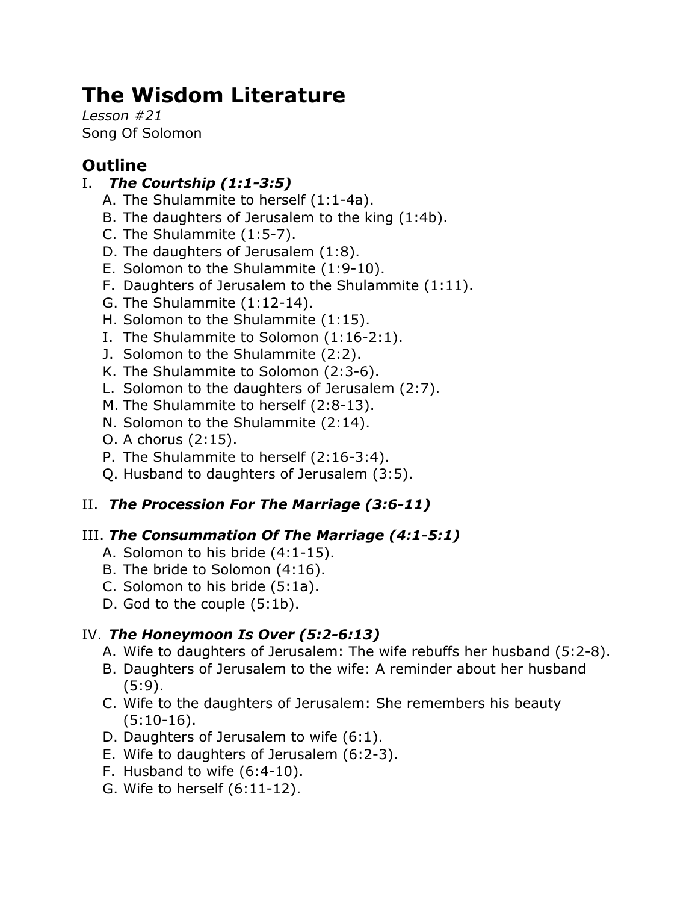# The Wisdom Literature

*Lesson #21*
Song Of Solomon

## Outline

I. ***The Courtship (1:1-3:5)***

A. The Shulammite to herself (1:1-4a).
B. The daughters of Jerusalem to the king (1:4b).
C. The Shulammite (1:5-7).
D. The daughters of Jerusalem (1:8).
E. Solomon to the Shulammite (1:9-10).
F. Daughters of Jerusalem to the Shulammite (1:11).
G. The Shulammite (1:12-14).
H. Solomon to the Shulammite (1:15).
I. The Shulammite to Solomon (1:16-2:1).
J. Solomon to the Shulammite (2:2).
K. The Shulammite to Solomon (2:3-6).
L. Solomon to the daughters of Jerusalem (2:7).
M. The Shulammite to herself (2:8-13).
N. Solomon to the Shulammite (2:14).
O. A chorus (2:15).
P. The Shulammite to herself (2:16-3:4).
Q. Husband to daughters of Jerusalem (3:5).

II. ***The Procession For The Marriage (3:6-11)***

III. ***The Consummation Of The Marriage (4:1-5:1)***

A. Solomon to his bride (4:1-15).
B. The bride to Solomon (4:16).
C. Solomon to his bride (5:1a).
D. God to the couple (5:1b).

IV. ***The Honeymoon Is Over (5:2-6:13)***

A. Wife to daughters of Jerusalem: The wife rebuffs her husband (5:2-8).
B. Daughters of Jerusalem to the wife: A reminder about her husband (5:9).
C. Wife to the daughters of Jerusalem: She remembers his beauty (5:10-16).
D. Daughters of Jerusalem to wife (6:1).
E. Wife to daughters of Jerusalem (6:2-3).
F. Husband to wife (6:4-10).
G. Wife to herself (6:11-12).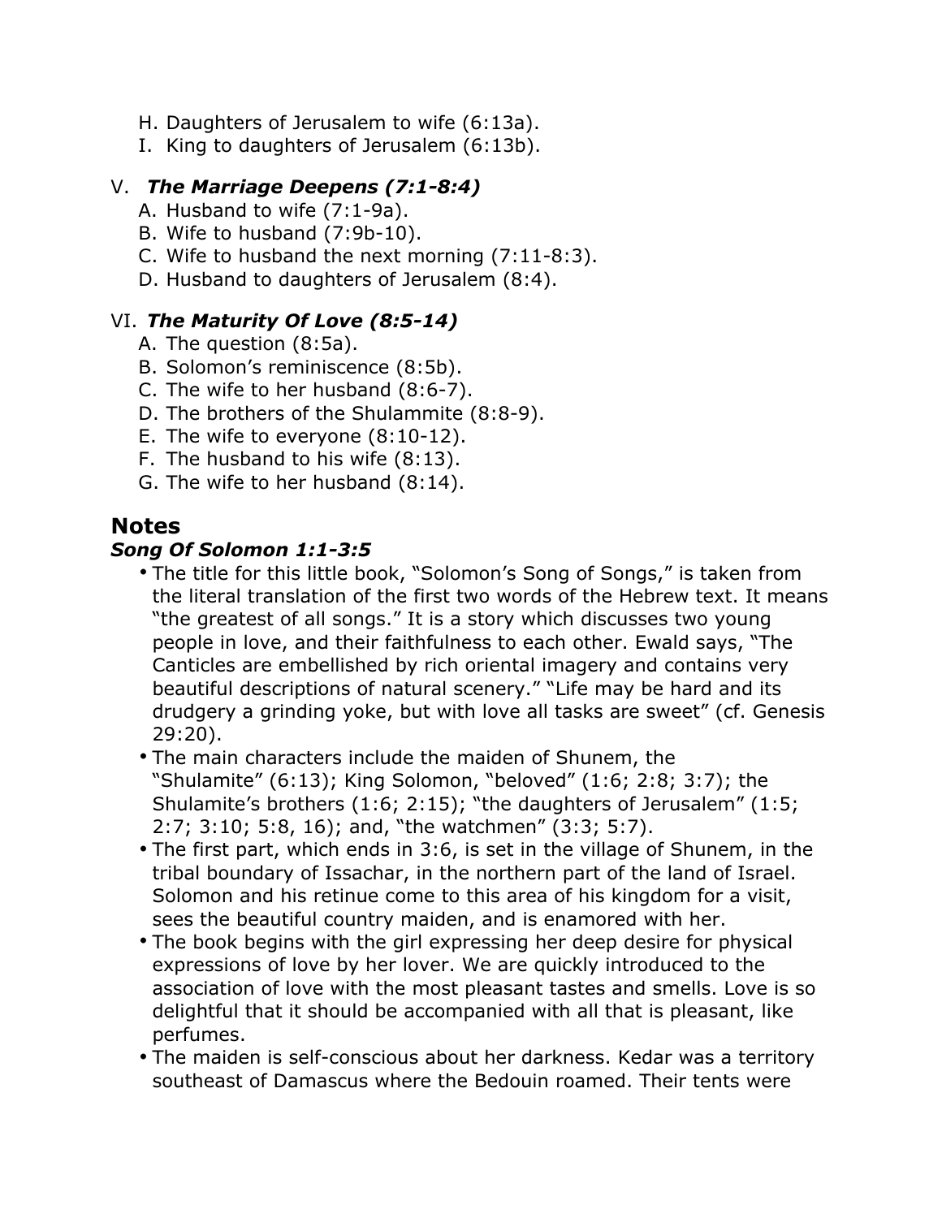H. Daughters of Jerusalem to wife (6:13a).
I. King to daughters of Jerusalem (6:13b).

V. ***The Marriage Deepens (7:1-8:4)***
A. Husband to wife (7:1-9a).
B. Wife to husband (7:9b-10).
C. Wife to husband the next morning (7:11-8:3).
D. Husband to daughters of Jerusalem (8:4).

VI. ***The Maturity Of Love (8:5-14)***
A. The question (8:5a).
B. Solomon's reminiscence (8:5b).
C. The wife to her husband (8:6-7).
D. The brothers of the Shulammite (8:8-9).
E. The wife to everyone (8:10-12).
F. The husband to his wife (8:13).
G. The wife to her husband (8:14).

## Notes

### *Song Of Solomon 1:1-3:5*

- The title for this little book, "Solomon's Song of Songs," is taken from the literal translation of the first two words of the Hebrew text. It means "the greatest of all songs." It is a story which discusses two young people in love, and their faithfulness to each other. Ewald says, "The Canticles are embellished by rich oriental imagery and contains very beautiful descriptions of natural scenery." "Life may be hard and its drudgery a grinding yoke, but with love all tasks are sweet" (cf. Genesis 29:20).
- The main characters include the maiden of Shunem, the "Shulamite" (6:13); King Solomon, "beloved" (1:6; 2:8; 3:7); the Shulamite's brothers (1:6; 2:15); "the daughters of Jerusalem" (1:5; 2:7; 3:10; 5:8, 16); and, "the watchmen" (3:3; 5:7).
- The first part, which ends in 3:6, is set in the village of Shunem, in the tribal boundary of Issachar, in the northern part of the land of Israel. Solomon and his retinue come to this area of his kingdom for a visit, sees the beautiful country maiden, and is enamored with her.
- The book begins with the girl expressing her deep desire for physical expressions of love by her lover. We are quickly introduced to the association of love with the most pleasant tastes and smells. Love is so delightful that it should be accompanied with all that is pleasant, like perfumes.
- The maiden is self-conscious about her darkness. Kedar was a territory southeast of Damascus where the Bedouin roamed. Their tents were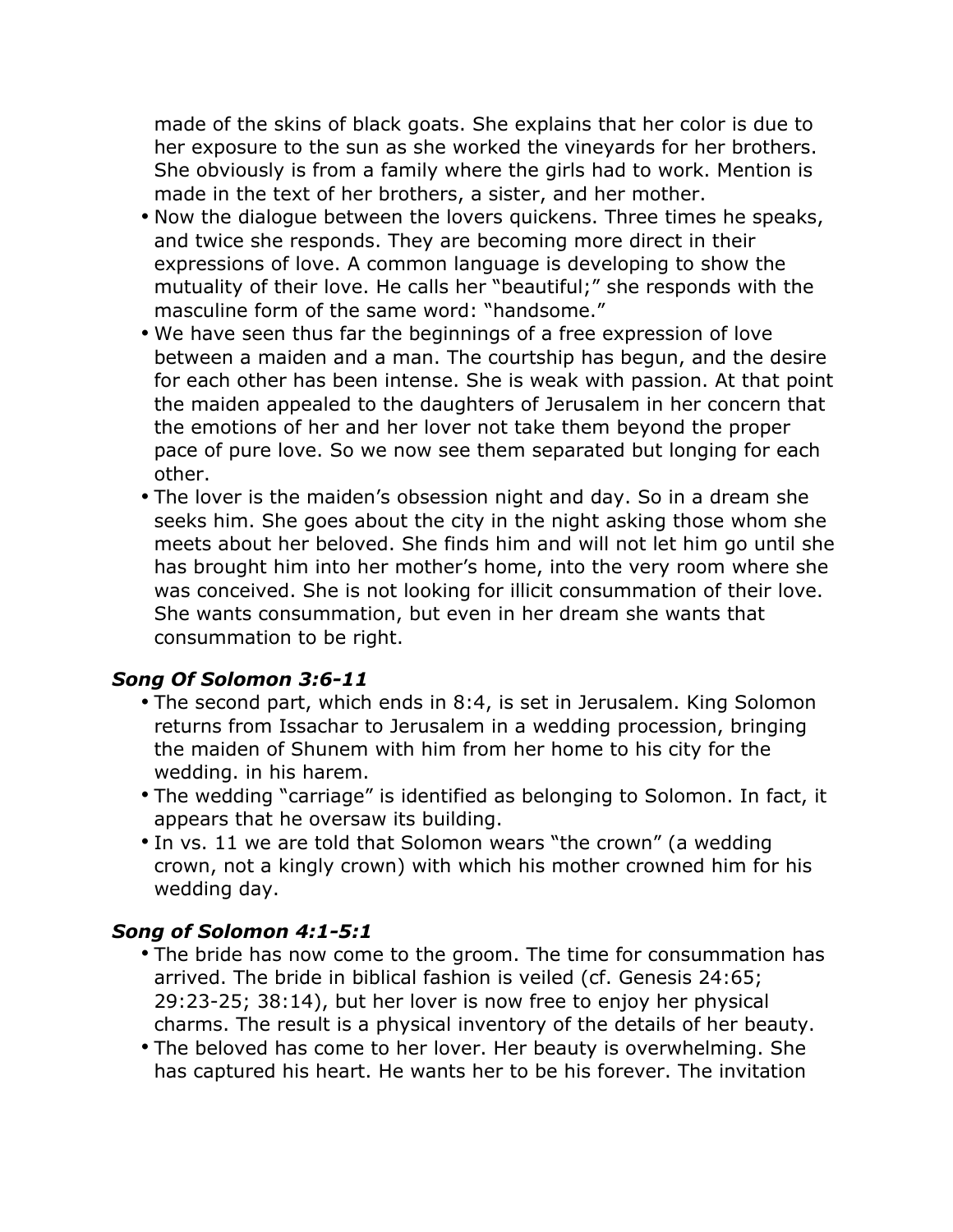made of the skins of black goats. She explains that her color is due to her exposure to the sun as she worked the vineyards for her brothers. She obviously is from a family where the girls had to work. Mention is made in the text of her brothers, a sister, and her mother.

- Now the dialogue between the lovers quickens. Three times he speaks, and twice she responds. They are becoming more direct in their expressions of love. A common language is developing to show the mutuality of their love. He calls her "beautiful;" she responds with the masculine form of the same word: "handsome."
- We have seen thus far the beginnings of a free expression of love between a maiden and a man. The courtship has begun, and the desire for each other has been intense. She is weak with passion. At that point the maiden appealed to the daughters of Jerusalem in her concern that the emotions of her and her lover not take them beyond the proper pace of pure love. So we now see them separated but longing for each other.
- The lover is the maiden's obsession night and day. So in a dream she seeks him. She goes about the city in the night asking those whom she meets about her beloved. She finds him and will not let him go until she has brought him into her mother's home, into the very room where she was conceived. She is not looking for illicit consummation of their love. She wants consummation, but even in her dream she wants that consummation to be right.

### *Song Of Solomon 3:6-11*

- The second part, which ends in 8:4, is set in Jerusalem. King Solomon returns from Issachar to Jerusalem in a wedding procession, bringing the maiden of Shunem with him from her home to his city for the wedding. in his harem.
- The wedding "carriage" is identified as belonging to Solomon. In fact, it appears that he oversaw its building.
- In vs. 11 we are told that Solomon wears "the crown" (a wedding crown, not a kingly crown) with which his mother crowned him for his wedding day.

### *Song of Solomon 4:1-5:1*

- The bride has now come to the groom. The time for consummation has arrived. The bride in biblical fashion is veiled (cf. Genesis 24:65; 29:23-25; 38:14), but her lover is now free to enjoy her physical charms. The result is a physical inventory of the details of her beauty.
- The beloved has come to her lover. Her beauty is overwhelming. She has captured his heart. He wants her to be his forever. The invitation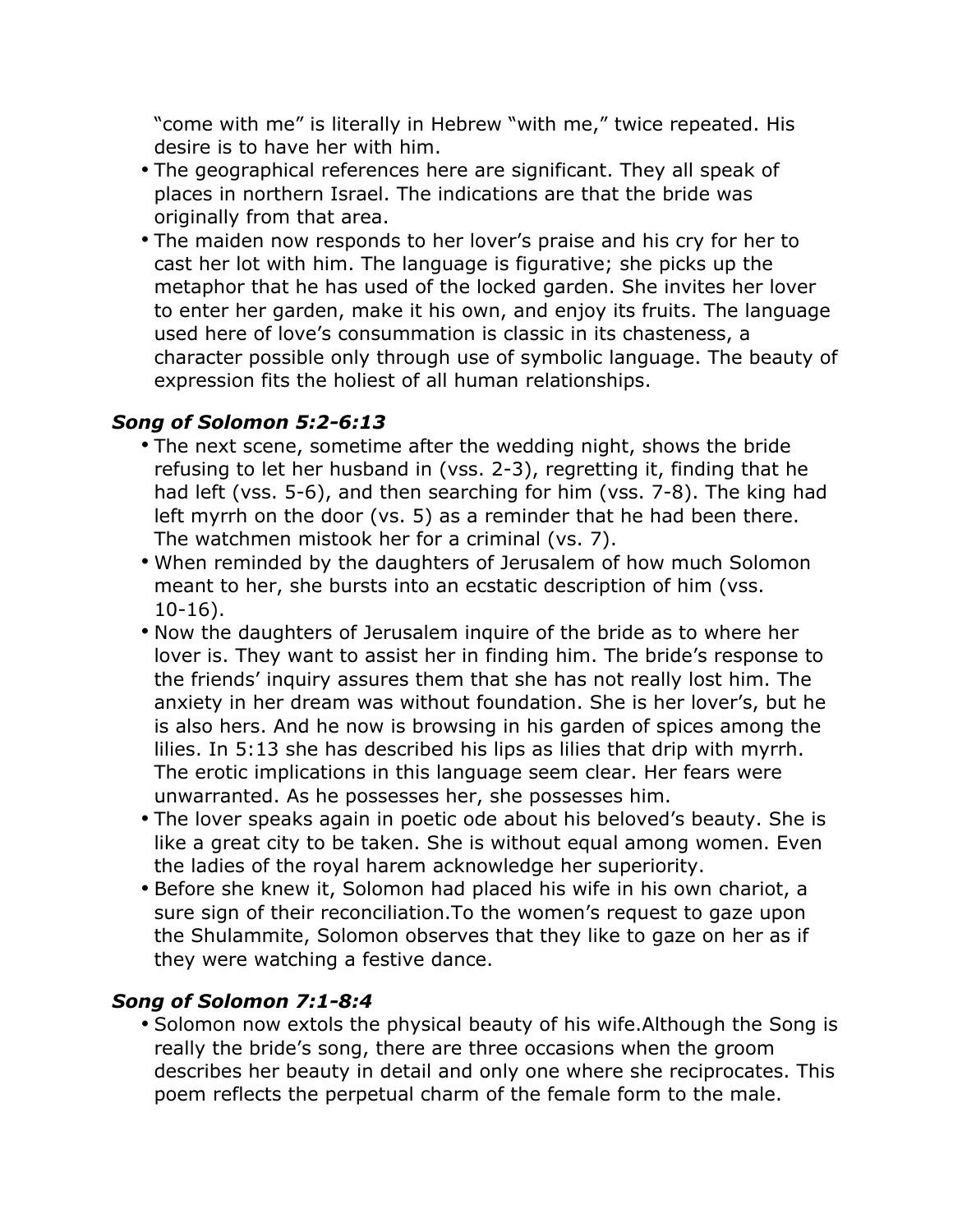"come with me" is literally in Hebrew "with me," twice repeated. His desire is to have her with him.

- The geographical references here are significant. They all speak of places in northern Israel. The indications are that the bride was originally from that area.
- The maiden now responds to her lover's praise and his cry for her to cast her lot with him. The language is figurative; she picks up the metaphor that he has used of the locked garden. She invites her lover to enter her garden, make it his own, and enjoy its fruits. The language used here of love's consummation is classic in its chasteness, a character possible only through use of symbolic language. The beauty of expression fits the holiest of all human relationships.

### *Song of Solomon 5:2-6:13*

- The next scene, sometime after the wedding night, shows the bride refusing to let her husband in (vss. 2-3), regretting it, finding that he had left (vss. 5-6), and then searching for him (vss. 7-8). The king had left myrrh on the door (vs. 5) as a reminder that he had been there. The watchmen mistook her for a criminal (vs. 7).
- When reminded by the daughters of Jerusalem of how much Solomon meant to her, she bursts into an ecstatic description of him (vss. 10-16).
- Now the daughters of Jerusalem inquire of the bride as to where her lover is. They want to assist her in finding him. The bride's response to the friends' inquiry assures them that she has not really lost him. The anxiety in her dream was without foundation. She is her lover's, but he is also hers. And he now is browsing in his garden of spices among the lilies. In 5:13 she has described his lips as lilies that drip with myrrh. The erotic implications in this language seem clear. Her fears were unwarranted. As he possesses her, she possesses him.
- The lover speaks again in poetic ode about his beloved's beauty. She is like a great city to be taken. She is without equal among women. Even the ladies of the royal harem acknowledge her superiority.
- Before she knew it, Solomon had placed his wife in his own chariot, a sure sign of their reconciliation.To the women's request to gaze upon the Shulammite, Solomon observes that they like to gaze on her as if they were watching a festive dance.

### *Song of Solomon 7:1-8:4*

- Solomon now extols the physical beauty of his wife.Although the Song is really the bride's song, there are three occasions when the groom describes her beauty in detail and only one where she reciprocates. This poem reflects the perpetual charm of the female form to the male.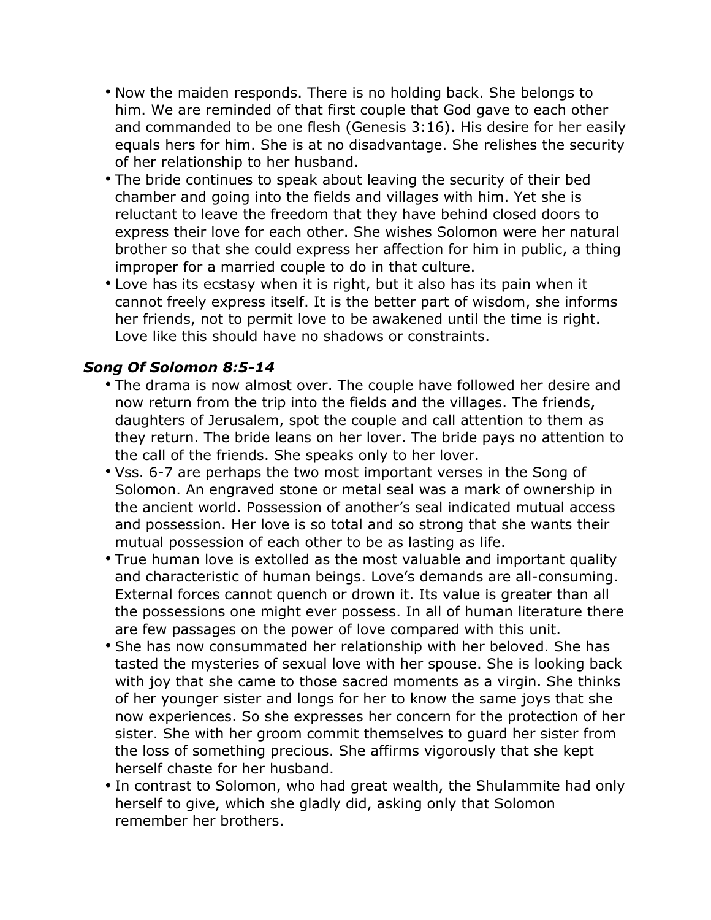- Now the maiden responds. There is no holding back. She belongs to him. We are reminded of that first couple that God gave to each other and commanded to be one flesh (Genesis 3:16). His desire for her easily equals hers for him. She is at no disadvantage. She relishes the security of her relationship to her husband.
- The bride continues to speak about leaving the security of their bed chamber and going into the fields and villages with him. Yet she is reluctant to leave the freedom that they have behind closed doors to express their love for each other. She wishes Solomon were her natural brother so that she could express her affection for him in public, a thing improper for a married couple to do in that culture.
- Love has its ecstasy when it is right, but it also has its pain when it cannot freely express itself. It is the better part of wisdom, she informs her friends, not to permit love to be awakened until the time is right. Love like this should have no shadows or constraints.

### *Song Of Solomon 8:5-14*

- The drama is now almost over. The couple have followed her desire and now return from the trip into the fields and the villages. The friends, daughters of Jerusalem, spot the couple and call attention to them as they return. The bride leans on her lover. The bride pays no attention to the call of the friends. She speaks only to her lover.
- Vss. 6-7 are perhaps the two most important verses in the Song of Solomon. An engraved stone or metal seal was a mark of ownership in the ancient world. Possession of another's seal indicated mutual access and possession. Her love is so total and so strong that she wants their mutual possession of each other to be as lasting as life.
- True human love is extolled as the most valuable and important quality and characteristic of human beings. Love's demands are all-consuming. External forces cannot quench or drown it. Its value is greater than all the possessions one might ever possess. In all of human literature there are few passages on the power of love compared with this unit.
- She has now consummated her relationship with her beloved. She has tasted the mysteries of sexual love with her spouse. She is looking back with joy that she came to those sacred moments as a virgin. She thinks of her younger sister and longs for her to know the same joys that she now experiences. So she expresses her concern for the protection of her sister. She with her groom commit themselves to guard her sister from the loss of something precious. She affirms vigorously that she kept herself chaste for her husband.
- In contrast to Solomon, who had great wealth, the Shulammite had only herself to give, which she gladly did, asking only that Solomon remember her brothers.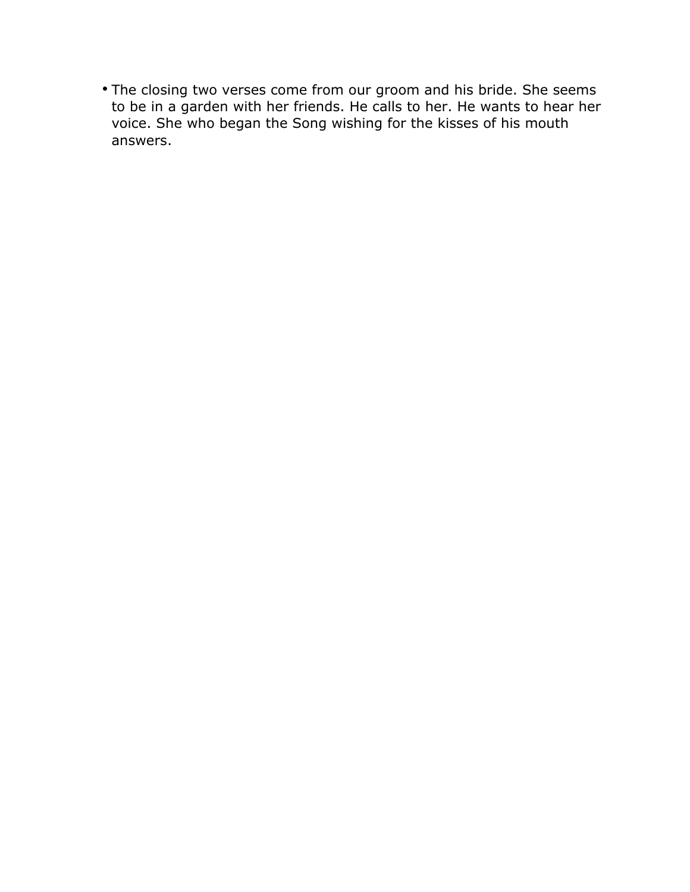- The closing two verses come from our groom and his bride. She seems to be in a garden with her friends. He calls to her. He wants to hear her voice. She who began the Song wishing for the kisses of his mouth answers.